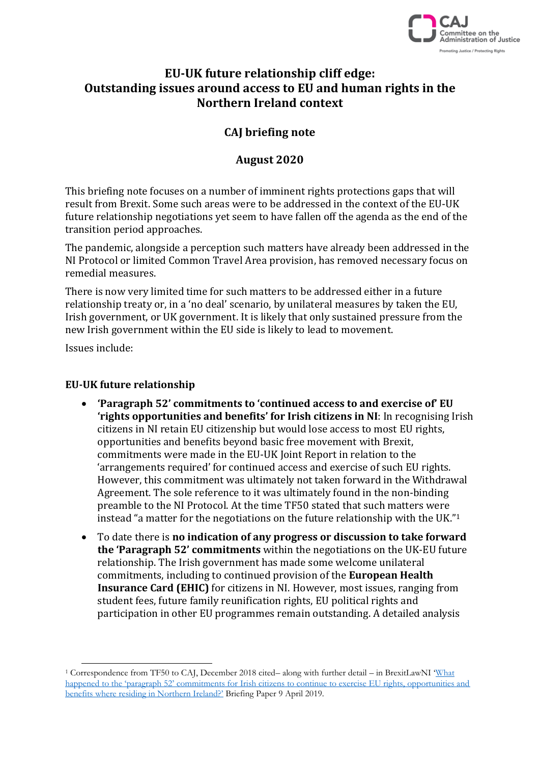# EU-UK future relationship cliff edge: Outstanding issues around access to EU and human rights in the Northern Ireland context

## CAJ briefing note

## August 2020

This briefing note focuses on a number of imminent rights protections gaps that will result from Brexit. Some such areas were to be addressed in the context of the EU-UK future relationship negotiations yet seem to have fallen off the agenda as the end of the transition period approaches.

The pandemic, alongside a perception such matters have already been addressed in the NI Protocol or limited Common Travel Area provision, has removed necessary focus on remedial measures.

There is now very limited time for such matters to be addressed either in a future relationship treaty or, in a 'no deal' scenario, by unilateral measures by taken the EU, Irish government, or UK government. It is likely that only sustained pressure from the new Irish government within the EU side is likely to lead to movement.

Issues include:

### EU-UK future relationship

- **'Paragraph 52' commitments to 'continued access to and exercise of' EU 'rights opportunities and benefits' for Irish citizens in NI**: In recognising Irish citizens in NI retain EU citizenship but would lose access to most EU rights, opportunities and benefits beyond basic free movement with Brexit, commitments were made in the EU-UK Joint Report in relation to the 'arrangements required' for continued access and exercise of such EU rights. However, this commitment was ultimately not taken forward in the Withdrawal Agreement. The sole reference to it was ultimately found in the non-binding preamble to the NI Protocol. At the time TF50 stated that such matters were instead "a matter for the negotiations on the future relationship with the UK."[1]
- To date there is **no indication of any progress or discussion to take forward the 'Paragraph 52' commitments** within the negotiations on the UK-EU future relationship. The Irish government has made some welcome unilateral commitments, including to continued provision of the **European Health Insurance Card (EHIC)** for citizens in NI. However, most issues, ranging from student fees, future family reunification rights, EU political rights and participation in other EU programmes remain outstanding. A detailed analysis

[1] Correspondence from TF50 to CAJ, December 2018 cited– along with further detail – in BrexitLawNI 'What happened to the 'paragraph 52' commitments for Irish citizens to continue to exercise EU rights, opportunities and benefits where residing in Northern Ireland?' Briefing Paper 9 April 2019.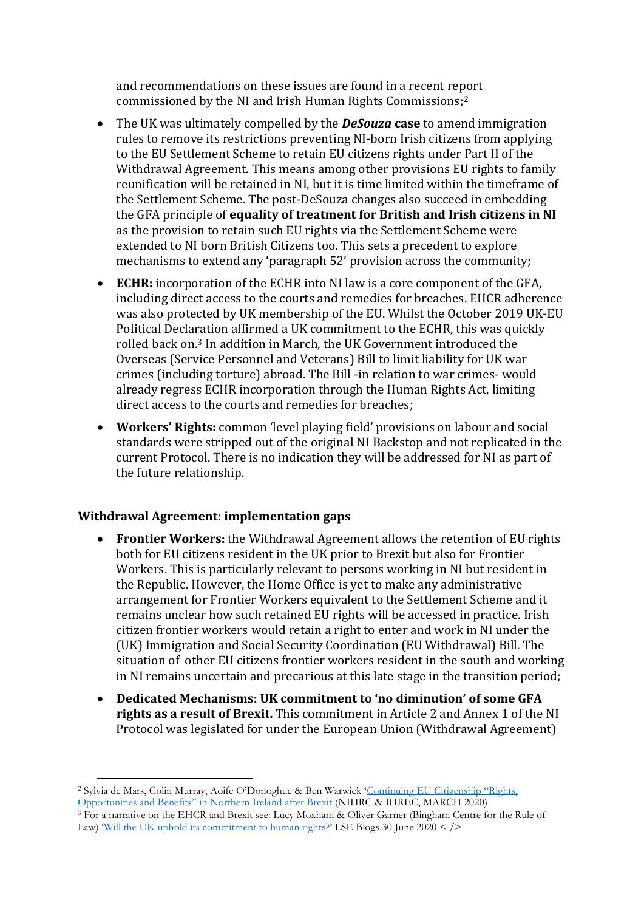and recommendations on these issues are found in a recent report commissioned by the NI and Irish Human Rights Commissions;[2]

- The UK was ultimately compelled by the ***DeSouza*** **case** to amend immigration rules to remove its restrictions preventing NI-born Irish citizens from applying to the EU Settlement Scheme to retain EU citizens rights under Part II of the Withdrawal Agreement. This means among other provisions EU rights to family reunification will be retained in NI, but it is time limited within the timeframe of the Settlement Scheme. The post-DeSouza changes also succeed in embedding the GFA principle of **equality of treatment for British and Irish citizens in NI** as the provision to retain such EU rights via the Settlement Scheme were extended to NI born British Citizens too. This sets a precedent to explore mechanisms to extend any 'paragraph 52' provision across the community;

- **ECHR:** incorporation of the ECHR into NI law is a core component of the GFA, including direct access to the courts and remedies for breaches. EHCR adherence was also protected by UK membership of the EU. Whilst the October 2019 UK-EU Political Declaration affirmed a UK commitment to the ECHR, this was quickly rolled back on.[3] In addition in March, the UK Government introduced the Overseas (Service Personnel and Veterans) Bill to limit liability for UK war crimes (including torture) abroad. The Bill -in relation to war crimes- would already regress ECHR incorporation through the Human Rights Act, limiting direct access to the courts and remedies for breaches;

- **Workers' Rights:** common 'level playing field' provisions on labour and social standards were stripped out of the original NI Backstop and not replicated in the current Protocol. There is no indication they will be addressed for NI as part of the future relationship.

### Withdrawal Agreement: implementation gaps

- **Frontier Workers:** the Withdrawal Agreement allows the retention of EU rights both for EU citizens resident in the UK prior to Brexit but also for Frontier Workers. This is particularly relevant to persons working in NI but resident in the Republic. However, the Home Office is yet to make any administrative arrangement for Frontier Workers equivalent to the Settlement Scheme and it remains unclear how such retained EU rights will be accessed in practice. Irish citizen frontier workers would retain a right to enter and work in NI under the (UK) Immigration and Social Security Coordination (EU Withdrawal) Bill. The situation of other EU citizens frontier workers resident in the south and working in NI remains uncertain and precarious at this late stage in the transition period;

- **Dedicated Mechanisms: UK commitment to 'no diminution' of some GFA rights as a result of Brexit.** This commitment in Article 2 and Annex 1 of the NI Protocol was legislated for under the European Union (Withdrawal Agreement)

---

[2] Sylvia de Mars, Colin Murray, Aoife O'Donoghue & Ben Warwick 'Continuing EU Citizenship "Rights, Opportunities and Benefits" in Northern Ireland after Brexit (NIHRC & IHREC, MARCH 2020)

[3] For a narrative on the EHCR and Brexit see: Lucy Moxham & Oliver Garner (Bingham Centre for the Rule of Law) 'Will the UK uphold its commitment to human rights?' LSE Blogs 30 June 2020 < />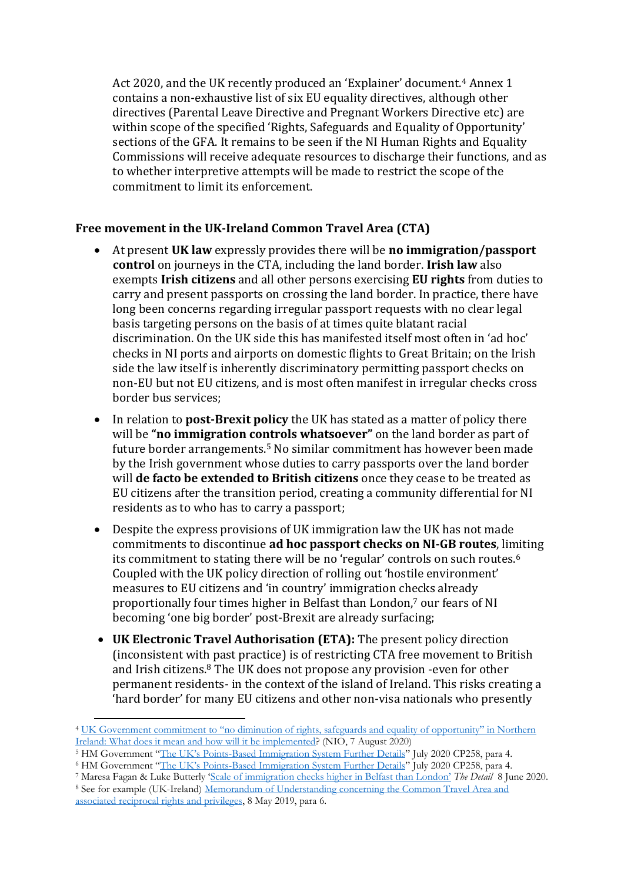Act 2020, and the UK recently produced an 'Explainer' document.[4] Annex 1 contains a non-exhaustive list of six EU equality directives, although other directives (Parental Leave Directive and Pregnant Workers Directive etc) are within scope of the specified 'Rights, Safeguards and Equality of Opportunity' sections of the GFA. It remains to be seen if the NI Human Rights and Equality Commissions will receive adequate resources to discharge their functions, and as to whether interpretive attempts will be made to restrict the scope of the commitment to limit its enforcement.

**Free movement in the UK-Ireland Common Travel Area (CTA)**

- At present **UK law** expressly provides there will be **no immigration/passport control** on journeys in the CTA, including the land border. **Irish law** also exempts **Irish citizens** and all other persons exercising **EU rights** from duties to carry and present passports on crossing the land border. In practice, there have long been concerns regarding irregular passport requests with no clear legal basis targeting persons on the basis of at times quite blatant racial discrimination. On the UK side this has manifested itself most often in 'ad hoc' checks in NI ports and airports on domestic flights to Great Britain; on the Irish side the law itself is inherently discriminatory permitting passport checks on non-EU but not EU citizens, and is most often manifest in irregular checks cross border bus services;
- In relation to **post-Brexit policy** the UK has stated as a matter of policy there will be **"no immigration controls whatsoever"** on the land border as part of future border arrangements.[5] No similar commitment has however been made by the Irish government whose duties to carry passports over the land border will **de facto be extended to British citizens** once they cease to be treated as EU citizens after the transition period, creating a community differential for NI residents as to who has to carry a passport;
- Despite the express provisions of UK immigration law the UK has not made commitments to discontinue **ad hoc passport checks on NI-GB routes**, limiting its commitment to stating there will be no 'regular' controls on such routes.[6] Coupled with the UK policy direction of rolling out 'hostile environment' measures to EU citizens and 'in country' immigration checks already proportionally four times higher in Belfast than London,[7] our fears of NI becoming 'one big border' post-Brexit are already surfacing;
- **UK Electronic Travel Authorisation (ETA):** The present policy direction (inconsistent with past practice) is of restricting CTA free movement to British and Irish citizens.[8] The UK does not propose any provision -even for other permanent residents- in the context of the island of Ireland. This risks creating a 'hard border' for many EU citizens and other non-visa nationals who presently

---

[4] UK Government commitment to "no diminution of rights, safeguards and equality of opportunity" in Northern Ireland: What does it mean and how will it be implemented? (NIO, 7 August 2020)

[5] HM Government "The UK's Points-Based Immigration System Further Details" July 2020 CP258, para 4.

[6] HM Government "The UK's Points-Based Immigration System Further Details" July 2020 CP258, para 4.

[7] Maresa Fagan & Luke Butterly 'Scale of immigration checks higher in Belfast than London' *The Detail* 8 June 2020.

[8] See for example (UK-Ireland) Memorandum of Understanding concerning the Common Travel Area and associated reciprocal rights and privileges, 8 May 2019, para 6.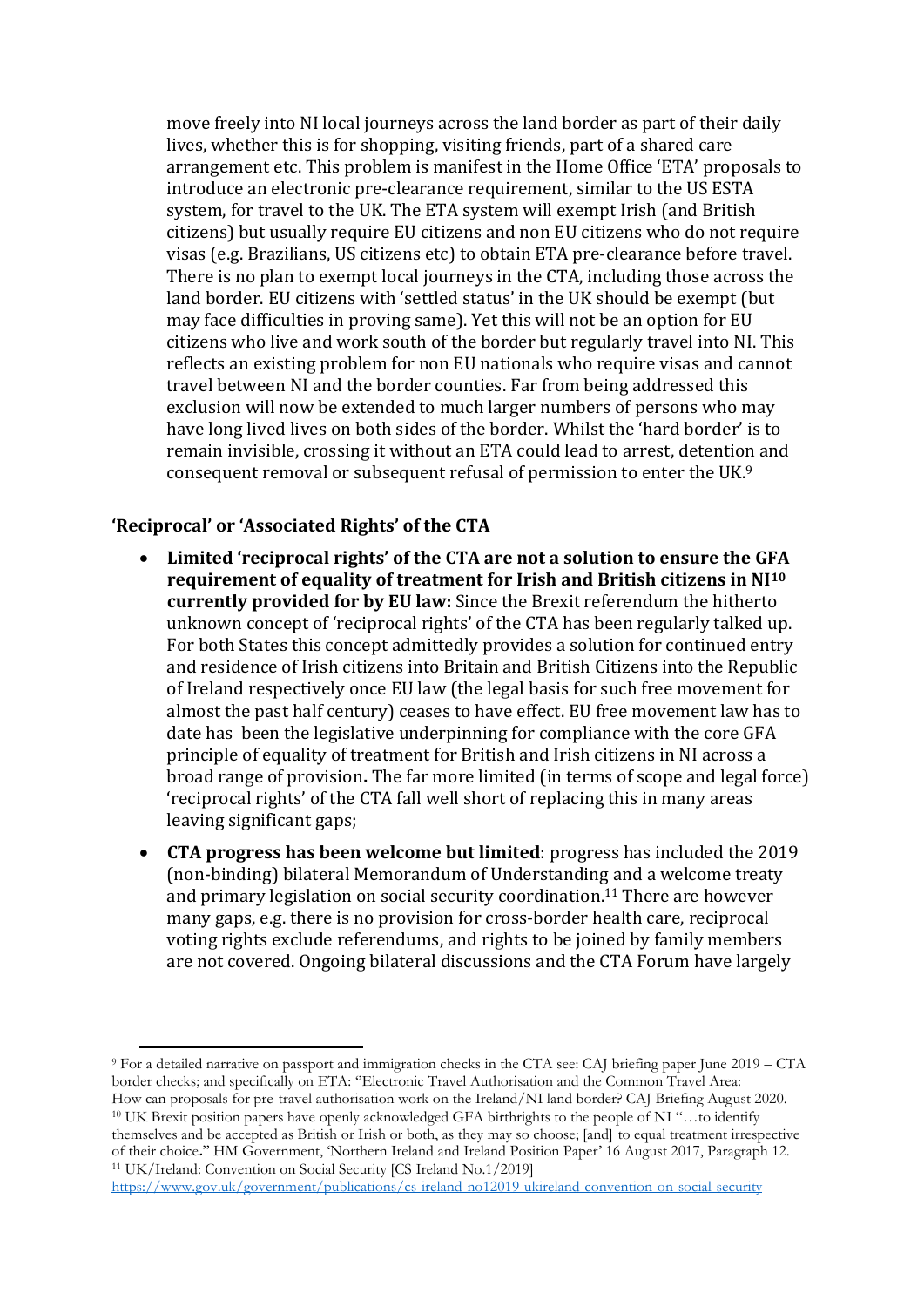move freely into NI local journeys across the land border as part of their daily lives, whether this is for shopping, visiting friends, part of a shared care arrangement etc. This problem is manifest in the Home Office 'ETA' proposals to introduce an electronic pre-clearance requirement, similar to the US ESTA system, for travel to the UK. The ETA system will exempt Irish (and British citizens) but usually require EU citizens and non EU citizens who do not require visas (e.g. Brazilians, US citizens etc) to obtain ETA pre-clearance before travel. There is no plan to exempt local journeys in the CTA, including those across the land border. EU citizens with 'settled status' in the UK should be exempt (but may face difficulties in proving same). Yet this will not be an option for EU citizens who live and work south of the border but regularly travel into NI. This reflects an existing problem for non EU nationals who require visas and cannot travel between NI and the border counties. Far from being addressed this exclusion will now be extended to much larger numbers of persons who may have long lived lives on both sides of the border. Whilst the 'hard border' is to remain invisible, crossing it without an ETA could lead to arrest, detention and consequent removal or subsequent refusal of permission to enter the UK.[9]

### 'Reciprocal' or 'Associated Rights' of the CTA

- **Limited 'reciprocal rights' of the CTA are not a solution to ensure the GFA requirement of equality of treatment for Irish and British citizens in NI[10] currently provided for by EU law:** Since the Brexit referendum the hitherto unknown concept of 'reciprocal rights' of the CTA has been regularly talked up. For both States this concept admittedly provides a solution for continued entry and residence of Irish citizens into Britain and British Citizens into the Republic of Ireland respectively once EU law (the legal basis for such free movement for almost the past half century) ceases to have effect. EU free movement law has to date has been the legislative underpinning for compliance with the core GFA principle of equality of treatment for British and Irish citizens in NI across a broad range of provision**.** The far more limited (in terms of scope and legal force) 'reciprocal rights' of the CTA fall well short of replacing this in many areas leaving significant gaps;
- **CTA progress has been welcome but limited**: progress has included the 2019 (non-binding) bilateral Memorandum of Understanding and a welcome treaty and primary legislation on social security coordination.[11] There are however many gaps, e.g. there is no provision for cross-border health care, reciprocal voting rights exclude referendums, and rights to be joined by family members are not covered. Ongoing bilateral discussions and the CTA Forum have largely

---

[9] For a detailed narrative on passport and immigration checks in the CTA see: CAJ briefing paper June 2019 – CTA border checks; and specifically on ETA: "Electronic Travel Authorisation and the Common Travel Area: How can proposals for pre-travel authorisation work on the Ireland/NI land border? CAJ Briefing August 2020.

[10] UK Brexit position papers have openly acknowledged GFA birthrights to the people of NI "…to identify themselves and be accepted as British or Irish or both, as they may so choose; [and] to equal treatment irrespective of their choice." HM Government, 'Northern Ireland and Ireland Position Paper' 16 August 2017, Paragraph 12.

[11] UK/Ireland: Convention on Social Security [CS Ireland No.1/2019] https://www.gov.uk/government/publications/cs-ireland-no12019-ukireland-convention-on-social-security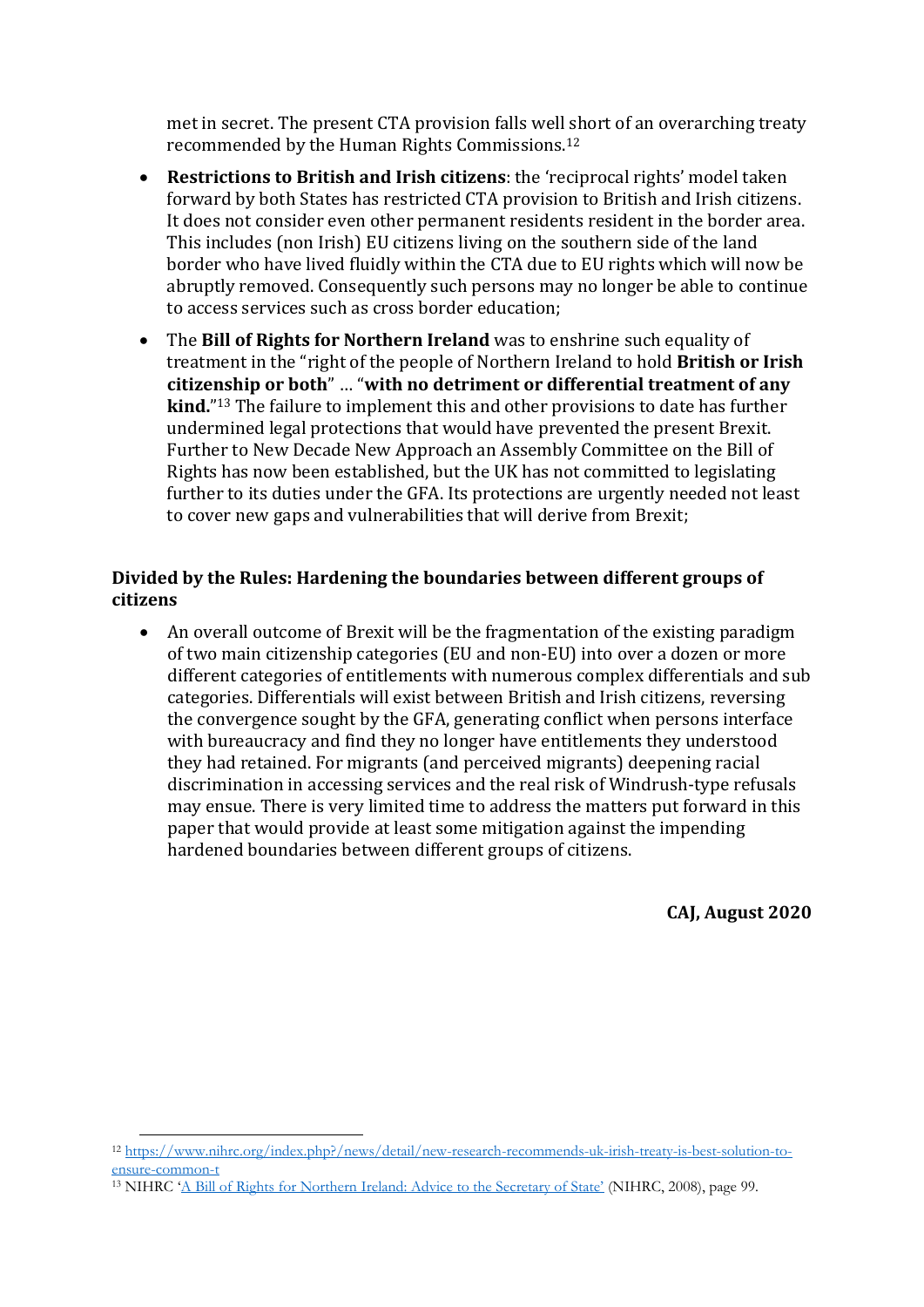met in secret. The present CTA provision falls well short of an overarching treaty recommended by the Human Rights Commissions.[12]

- **Restrictions to British and Irish citizens**: the 'reciprocal rights' model taken forward by both States has restricted CTA provision to British and Irish citizens. It does not consider even other permanent residents resident in the border area. This includes (non Irish) EU citizens living on the southern side of the land border who have lived fluidly within the CTA due to EU rights which will now be abruptly removed. Consequently such persons may no longer be able to continue to access services such as cross border education;
- The **Bill of Rights for Northern Ireland** was to enshrine such equality of treatment in the "right of the people of Northern Ireland to hold **British or Irish citizenship or both**" … "**with no detriment or differential treatment of any kind.**"[13] The failure to implement this and other provisions to date has further undermined legal protections that would have prevented the present Brexit. Further to New Decade New Approach an Assembly Committee on the Bill of Rights has now been established, but the UK has not committed to legislating further to its duties under the GFA. Its protections are urgently needed not least to cover new gaps and vulnerabilities that will derive from Brexit;

**Divided by the Rules: Hardening the boundaries between different groups of citizens**

- An overall outcome of Brexit will be the fragmentation of the existing paradigm of two main citizenship categories (EU and non-EU) into over a dozen or more different categories of entitlements with numerous complex differentials and sub categories. Differentials will exist between British and Irish citizens, reversing the convergence sought by the GFA, generating conflict when persons interface with bureaucracy and find they no longer have entitlements they understood they had retained. For migrants (and perceived migrants) deepening racial discrimination in accessing services and the real risk of Windrush-type refusals may ensue. There is very limited time to address the matters put forward in this paper that would provide at least some mitigation against the impending hardened boundaries between different groups of citizens.

**CAJ, August 2020**

[12] https://www.nihrc.org/index.php?/news/detail/new-research-recommends-uk-irish-treaty-is-best-solution-to-ensure-common-t

[13] NIHRC 'A Bill of Rights for Northern Ireland: Advice to the Secretary of State' (NIHRC, 2008), page 99.